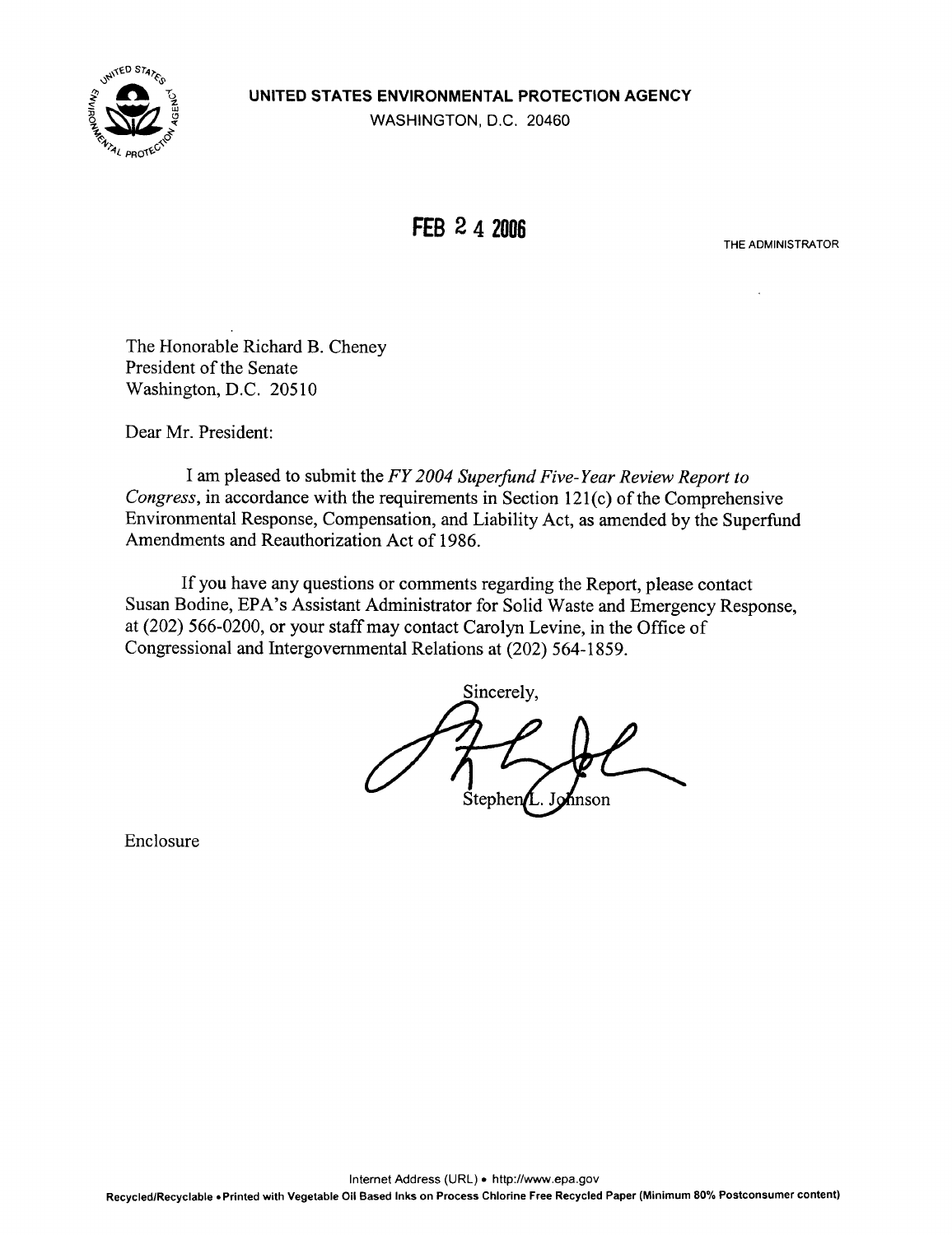**UNITED STATES ENVIRONMENTAL PROTECTION AGENCY**
WASHINGTON, D.C. 20460

**FEB 2 4 2006**

THE ADMINISTRATOR

The Honorable Richard B. Cheney
President of the Senate
Washington, D.C. 20510

Dear Mr. President:

I am pleased to submit the *FY 2004 Superfund Five-Year Review Report to Congress*, in accordance with the requirements in Section 121(c) of the Comprehensive Environmental Response, Compensation, and Liability Act, as amended by the Superfund Amendments and Reauthorization Act of 1986.

If you have any questions or comments regarding the Report, please contact Susan Bodine, EPA's Assistant Administrator for Solid Waste and Emergency Response, at (202) 566-0200, or your staff may contact Carolyn Levine, in the Office of Congressional and Intergovernmental Relations at (202) 564-1859.

Sincerely,

Stephen L. Johnson

Enclosure

Internet Address (URL) • http://www.epa.gov
Recycled/Recyclable • Printed with Vegetable Oil Based Inks on Process Chlorine Free Recycled Paper (Minimum 80% Postconsumer content)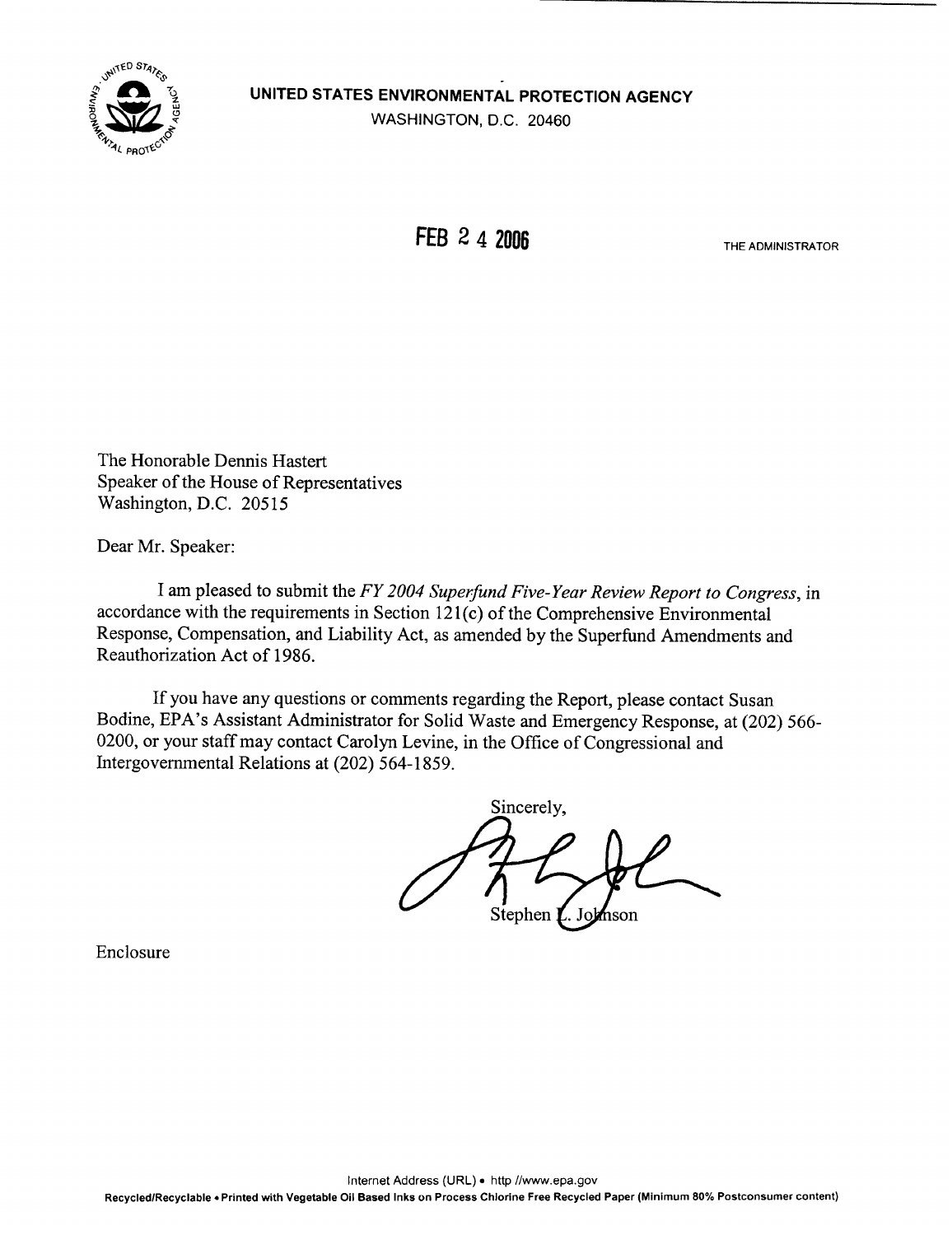**UNITED STATES ENVIRONMENTAL PROTECTION AGENCY**
WASHINGTON, D.C. 20460

**FEB 24 2006**

THE ADMINISTRATOR

The Honorable Dennis Hastert
Speaker of the House of Representatives
Washington, D.C. 20515

Dear Mr. Speaker:

I am pleased to submit the *FY 2004 Superfund Five-Year Review Report to Congress*, in accordance with the requirements in Section 121(c) of the Comprehensive Environmental Response, Compensation, and Liability Act, as amended by the Superfund Amendments and Reauthorization Act of 1986.

If you have any questions or comments regarding the Report, please contact Susan Bodine, EPA's Assistant Administrator for Solid Waste and Emergency Response, at (202) 566-0200, or your staff may contact Carolyn Levine, in the Office of Congressional and Intergovernmental Relations at (202) 564-1859.

Sincerely,

Stephen L. Johnson

Enclosure

Internet Address (URL) • http //www.epa.gov

Recycled/Recyclable • Printed with Vegetable Oil Based Inks on Process Chlorine Free Recycled Paper (Minimum 80% Postconsumer content)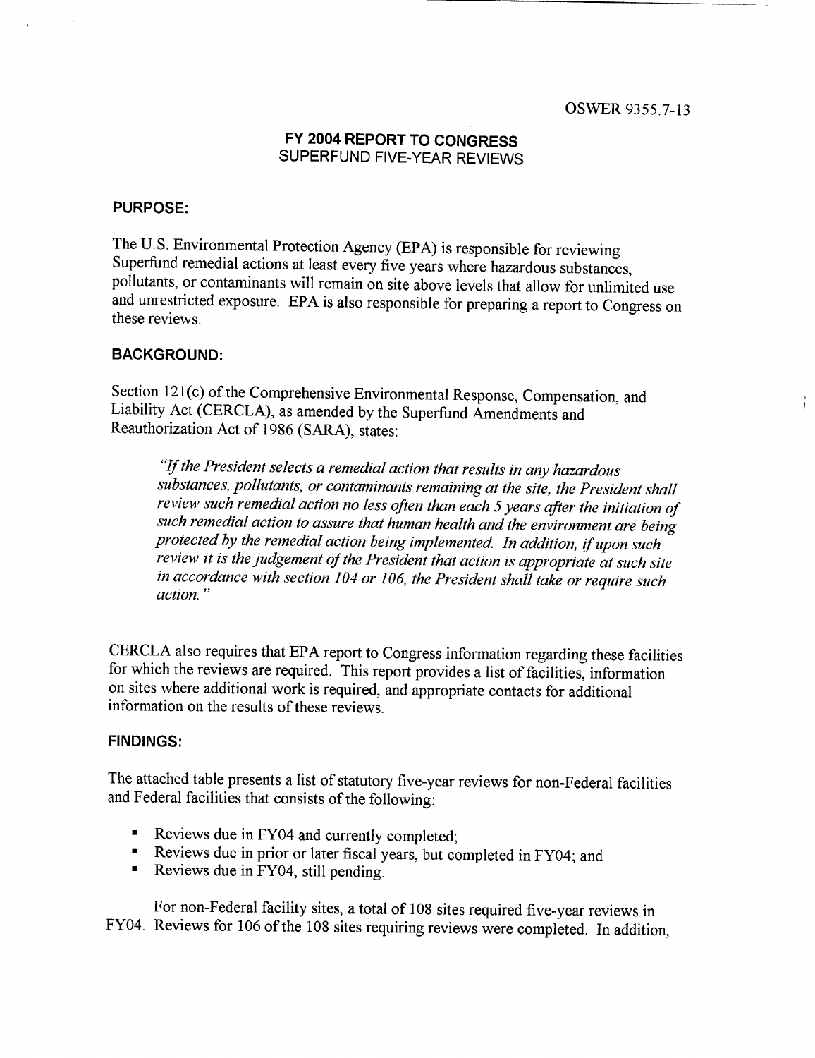OSWER 9355.7-13

# FY 2004 REPORT TO CONGRESS
## SUPERFUND FIVE-YEAR REVIEWS

### PURPOSE:

The U.S. Environmental Protection Agency (EPA) is responsible for reviewing Superfund remedial actions at least every five years where hazardous substances, pollutants, or contaminants will remain on site above levels that allow for unlimited use and unrestricted exposure. EPA is also responsible for preparing a report to Congress on these reviews.

### BACKGROUND:

Section 121(c) of the Comprehensive Environmental Response, Compensation, and Liability Act (CERCLA), as amended by the Superfund Amendments and Reauthorization Act of 1986 (SARA), states:

> *"If the President selects a remedial action that results in any hazardous substances, pollutants, or contaminants remaining at the site, the President shall review such remedial action no less often than each 5 years after the initiation of such remedial action to assure that human health and the environment are being protected by the remedial action being implemented. In addition, if upon such review it is the judgement of the President that action is appropriate at such site in accordance with section 104 or 106, the President shall take or require such action."*

CERCLA also requires that EPA report to Congress information regarding these facilities for which the reviews are required. This report provides a list of facilities, information on sites where additional work is required, and appropriate contacts for additional information on the results of these reviews.

### FINDINGS:

The attached table presents a list of statutory five-year reviews for non-Federal facilities and Federal facilities that consists of the following:

- Reviews due in FY04 and currently completed;
- Reviews due in prior or later fiscal years, but completed in FY04; and
- Reviews due in FY04, still pending.

For non-Federal facility sites, a total of 108 sites required five-year reviews in FY04. Reviews for 106 of the 108 sites requiring reviews were completed. In addition,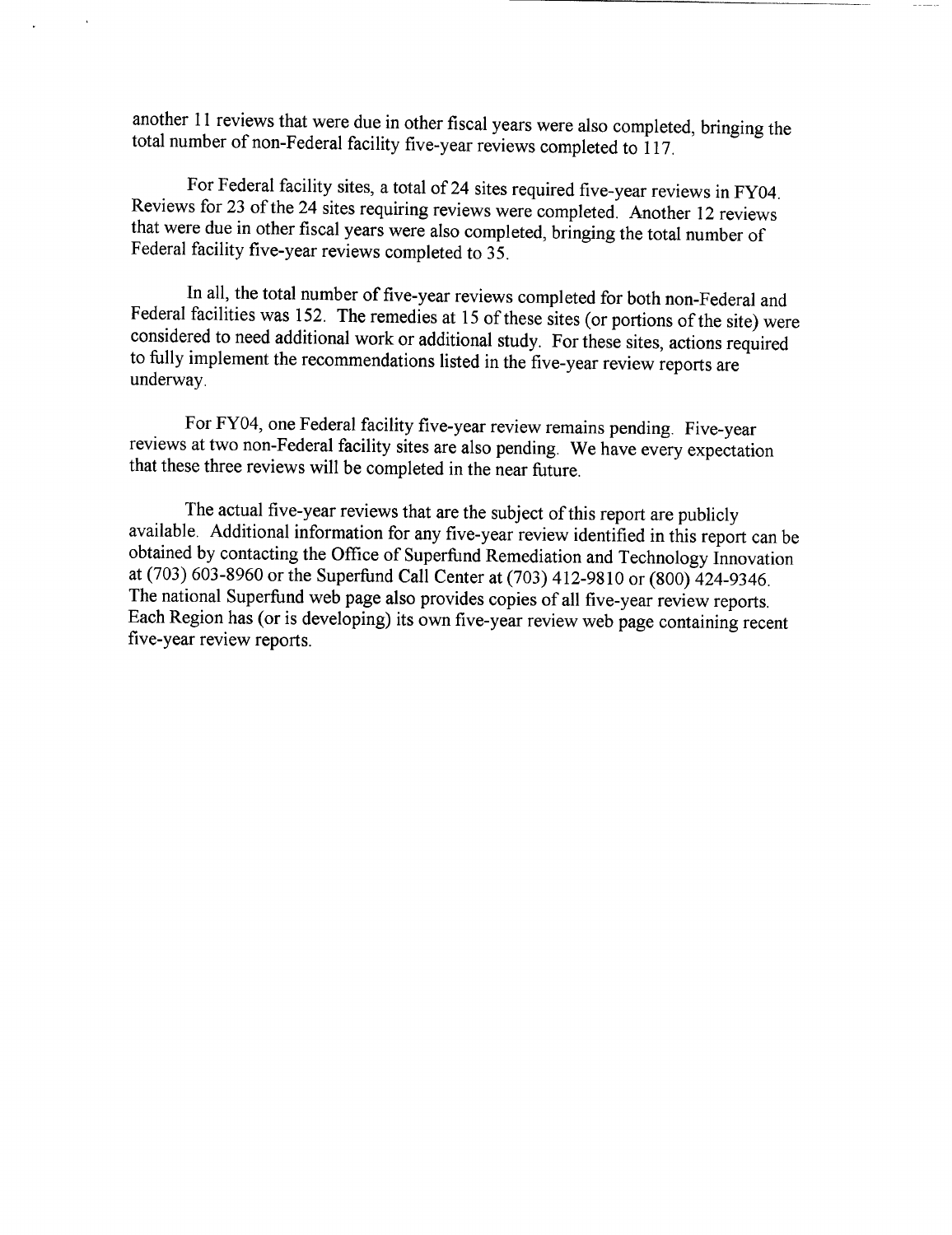another 11 reviews that were due in other fiscal years were also completed, bringing the total number of non-Federal facility five-year reviews completed to 117.

For Federal facility sites, a total of 24 sites required five-year reviews in FY04. Reviews for 23 of the 24 sites requiring reviews were completed. Another 12 reviews that were due in other fiscal years were also completed, bringing the total number of Federal facility five-year reviews completed to 35.

In all, the total number of five-year reviews completed for both non-Federal and Federal facilities was 152. The remedies at 15 of these sites (or portions of the site) were considered to need additional work or additional study. For these sites, actions required to fully implement the recommendations listed in the five-year review reports are underway.

For FY04, one Federal facility five-year review remains pending. Five-year reviews at two non-Federal facility sites are also pending. We have every expectation that these three reviews will be completed in the near future.

The actual five-year reviews that are the subject of this report are publicly available. Additional information for any five-year review identified in this report can be obtained by contacting the Office of Superfund Remediation and Technology Innovation at (703) 603-8960 or the Superfund Call Center at (703) 412-9810 or (800) 424-9346. The national Superfund web page also provides copies of all five-year review reports. Each Region has (or is developing) its own five-year review web page containing recent five-year review reports.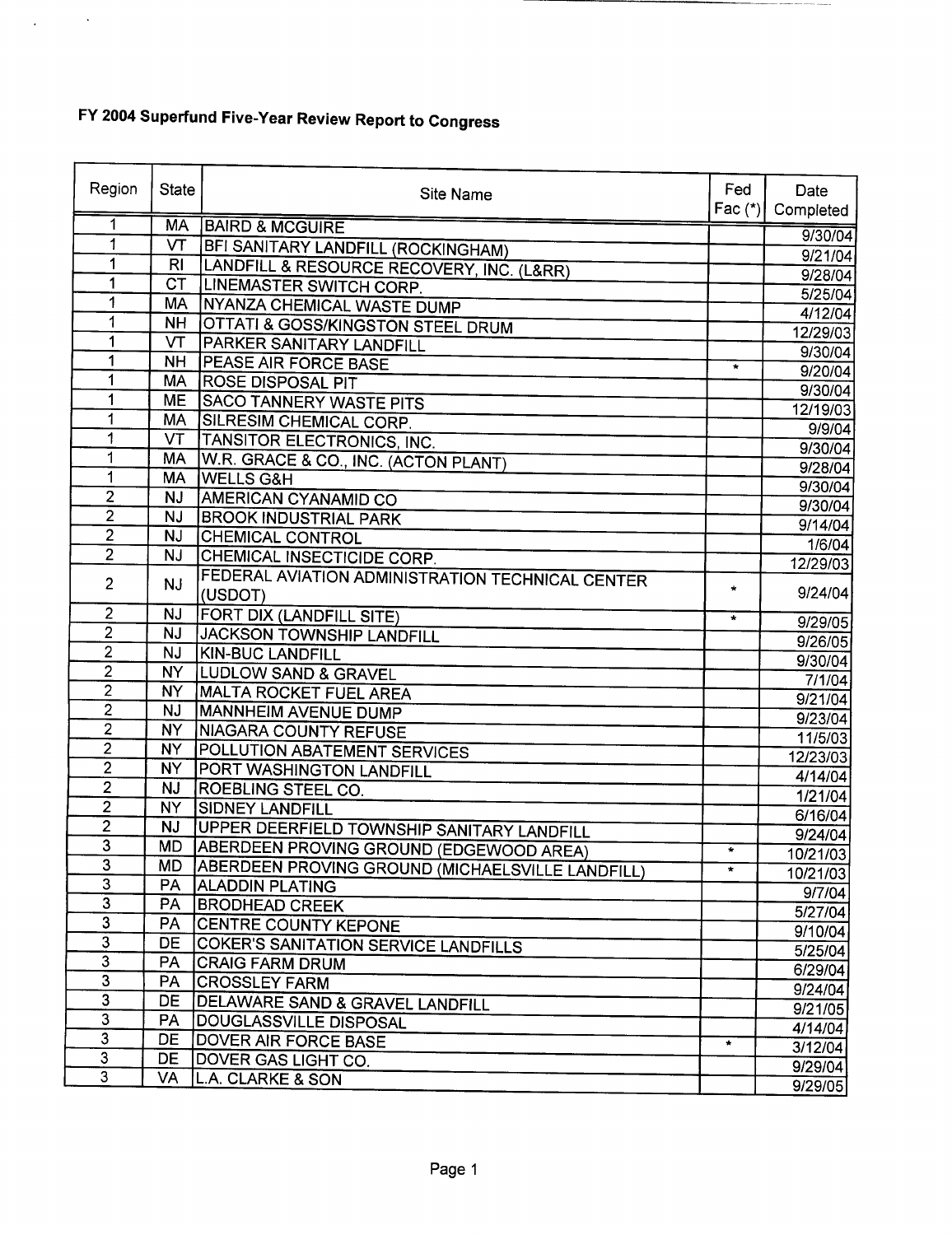# FY 2004 Superfund Five-Year Review Report to Congress

| Region | State | Site Name | Fed Fac (*) | Date Completed |
|---|---|---|---|---|
| 1 | MA | BAIRD & MCGUIRE | | 9/30/04 |
| 1 | VT | BFI SANITARY LANDFILL (ROCKINGHAM) | | 9/21/04 |
| 1 | RI | LANDFILL & RESOURCE RECOVERY, INC. (L&RR) | | 9/28/04 |
| 1 | CT | LINEMASTER SWITCH CORP. | | 5/25/04 |
| 1 | MA | NYANZA CHEMICAL WASTE DUMP | | 4/12/04 |
| 1 | NH | OTTATI & GOSS/KINGSTON STEEL DRUM | | 12/29/03 |
| 1 | VT | PARKER SANITARY LANDFILL | | 9/30/04 |
| 1 | NH | PEASE AIR FORCE BASE | * | 9/20/04 |
| 1 | MA | ROSE DISPOSAL PIT | | 9/30/04 |
| 1 | ME | SACO TANNERY WASTE PITS | | 12/19/03 |
| 1 | MA | SILRESIM CHEMICAL CORP. | | 9/9/04 |
| 1 | VT | TANSITOR ELECTRONICS, INC. | | 9/30/04 |
| 1 | MA | W.R. GRACE & CO., INC. (ACTON PLANT) | | 9/28/04 |
| 1 | MA | WELLS G&H | | 9/30/04 |
| 2 | NJ | AMERICAN CYANAMID CO | | 9/30/04 |
| 2 | NJ | BROOK INDUSTRIAL PARK | | 9/14/04 |
| 2 | NJ | CHEMICAL CONTROL | | 1/6/04 |
| 2 | NJ | CHEMICAL INSECTICIDE CORP. | | 12/29/03 |
| 2 | NJ | FEDERAL AVIATION ADMINISTRATION TECHNICAL CENTER (USDOT) | * | 9/24/04 |
| 2 | NJ | FORT DIX (LANDFILL SITE) | * | 9/29/05 |
| 2 | NJ | JACKSON TOWNSHIP LANDFILL | | 9/26/05 |
| 2 | NJ | KIN-BUC LANDFILL | | 9/30/04 |
| 2 | NY | LUDLOW SAND & GRAVEL | | 7/1/04 |
| 2 | NY | MALTA ROCKET FUEL AREA | | 9/21/04 |
| 2 | NJ | MANNHEIM AVENUE DUMP | | 9/23/04 |
| 2 | NY | NIAGARA COUNTY REFUSE | | 11/5/03 |
| 2 | NY | POLLUTION ABATEMENT SERVICES | | 12/23/03 |
| 2 | NY | PORT WASHINGTON LANDFILL | | 4/14/04 |
| 2 | NJ | ROEBLING STEEL CO. | | 1/21/04 |
| 2 | NY | SIDNEY LANDFILL | | 6/16/04 |
| 2 | NJ | UPPER DEERFIELD TOWNSHIP SANITARY LANDFILL | | 9/24/04 |
| 3 | MD | ABERDEEN PROVING GROUND (EDGEWOOD AREA) | * | 10/21/03 |
| 3 | MD | ABERDEEN PROVING GROUND (MICHAELSVILLE LANDFILL) | * | 10/21/03 |
| 3 | PA | ALADDIN PLATING | | 9/7/04 |
| 3 | PA | BRODHEAD CREEK | | 5/27/04 |
| 3 | PA | CENTRE COUNTY KEPONE | | 9/10/04 |
| 3 | DE | COKER'S SANITATION SERVICE LANDFILLS | | 5/25/04 |
| 3 | PA | CRAIG FARM DRUM | | 6/29/04 |
| 3 | PA | CROSSLEY FARM | | 9/24/04 |
| 3 | DE | DELAWARE SAND & GRAVEL LANDFILL | | 9/21/05 |
| 3 | PA | DOUGLASSVILLE DISPOSAL | | 4/14/04 |
| 3 | DE | DOVER AIR FORCE BASE | * | 3/12/04 |
| 3 | DE | DOVER GAS LIGHT CO. | | 9/29/04 |
| 3 | VA | L.A. CLARKE & SON | | 9/29/05 |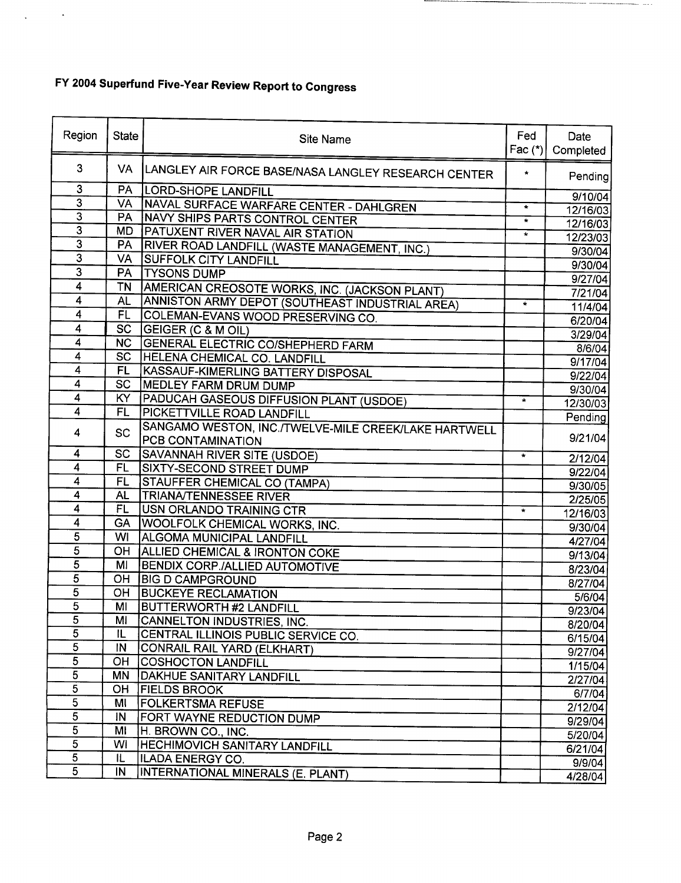# FY 2004 Superfund Five-Year Review Report to Congress

| Region | State | Site Name | Fed Fac (*) | Date Completed |
|---|---|---|---|---|
| 3 | VA | LANGLEY AIR FORCE BASE/NASA LANGLEY RESEARCH CENTER | * | Pending |
| 3 | PA | LORD-SHOPE LANDFILL | | 9/10/04 |
| 3 | VA | NAVAL SURFACE WARFARE CENTER - DAHLGREN | * | 12/16/03 |
| 3 | PA | NAVY SHIPS PARTS CONTROL CENTER | * | 12/16/03 |
| 3 | MD | PATUXENT RIVER NAVAL AIR STATION | * | 12/23/03 |
| 3 | PA | RIVER ROAD LANDFILL (WASTE MANAGEMENT, INC.) | | 9/30/04 |
| 3 | VA | SUFFOLK CITY LANDFILL | | 9/30/04 |
| 3 | PA | TYSONS DUMP | | 9/27/04 |
| 4 | TN | AMERICAN CREOSOTE WORKS, INC. (JACKSON PLANT) | | 7/21/04 |
| 4 | AL | ANNISTON ARMY DEPOT (SOUTHEAST INDUSTRIAL AREA) | * | 11/4/04 |
| 4 | FL | COLEMAN-EVANS WOOD PRESERVING CO. | | 6/20/04 |
| 4 | SC | GEIGER (C & M OIL) | | 3/29/04 |
| 4 | NC | GENERAL ELECTRIC CO/SHEPHERD FARM | | 8/6/04 |
| 4 | SC | HELENA CHEMICAL CO. LANDFILL | | 9/17/04 |
| 4 | FL | KASSAUF-KIMERLING BATTERY DISPOSAL | | 9/22/04 |
| 4 | SC | MEDLEY FARM DRUM DUMP | | 9/30/04 |
| 4 | KY | PADUCAH GASEOUS DIFFUSION PLANT (USDOE) | * | 12/30/03 |
| 4 | FL | PICKETTVILLE ROAD LANDFILL | | Pending |
| 4 | SC | SANGAMO WESTON, INC./TWELVE-MILE CREEK/LAKE HARTWELL PCB CONTAMINATION | | 9/21/04 |
| 4 | SC | SAVANNAH RIVER SITE (USDOE) | * | 2/12/04 |
| 4 | FL | SIXTY-SECOND STREET DUMP | | 9/22/04 |
| 4 | FL | STAUFFER CHEMICAL CO (TAMPA) | | 9/30/05 |
| 4 | AL | TRIANA/TENNESSEE RIVER | | 2/25/05 |
| 4 | FL | USN ORLANDO TRAINING CTR | * | 12/16/03 |
| 4 | GA | WOOLFOLK CHEMICAL WORKS, INC. | | 9/30/04 |
| 5 | WI | ALGOMA MUNICIPAL LANDFILL | | 4/27/04 |
| 5 | OH | ALLIED CHEMICAL & IRONTON COKE | | 9/13/04 |
| 5 | MI | BENDIX CORP./ALLIED AUTOMOTIVE | | 8/23/04 |
| 5 | OH | BIG D CAMPGROUND | | 8/27/04 |
| 5 | OH | BUCKEYE RECLAMATION | | 5/6/04 |
| 5 | MI | BUTTERWORTH #2 LANDFILL | | 9/23/04 |
| 5 | MI | CANNELTON INDUSTRIES, INC. | | 8/20/04 |
| 5 | IL | CENTRAL ILLINOIS PUBLIC SERVICE CO. | | 6/15/04 |
| 5 | IN | CONRAIL RAIL YARD (ELKHART) | | 9/27/04 |
| 5 | OH | COSHOCTON LANDFILL | | 1/15/04 |
| 5 | MN | DAKHUE SANITARY LANDFILL | | 2/27/04 |
| 5 | OH | FIELDS BROOK | | 6/7/04 |
| 5 | MI | FOLKERTSMA REFUSE | | 2/12/04 |
| 5 | IN | FORT WAYNE REDUCTION DUMP | | 9/29/04 |
| 5 | MI | H. BROWN CO., INC. | | 5/20/04 |
| 5 | WI | HECHIMOVICH SANITARY LANDFILL | | 6/21/04 |
| 5 | IL | ILADA ENERGY CO. | | 9/9/04 |
| 5 | IN | INTERNATIONAL MINERALS (E. PLANT) | | 4/28/04 |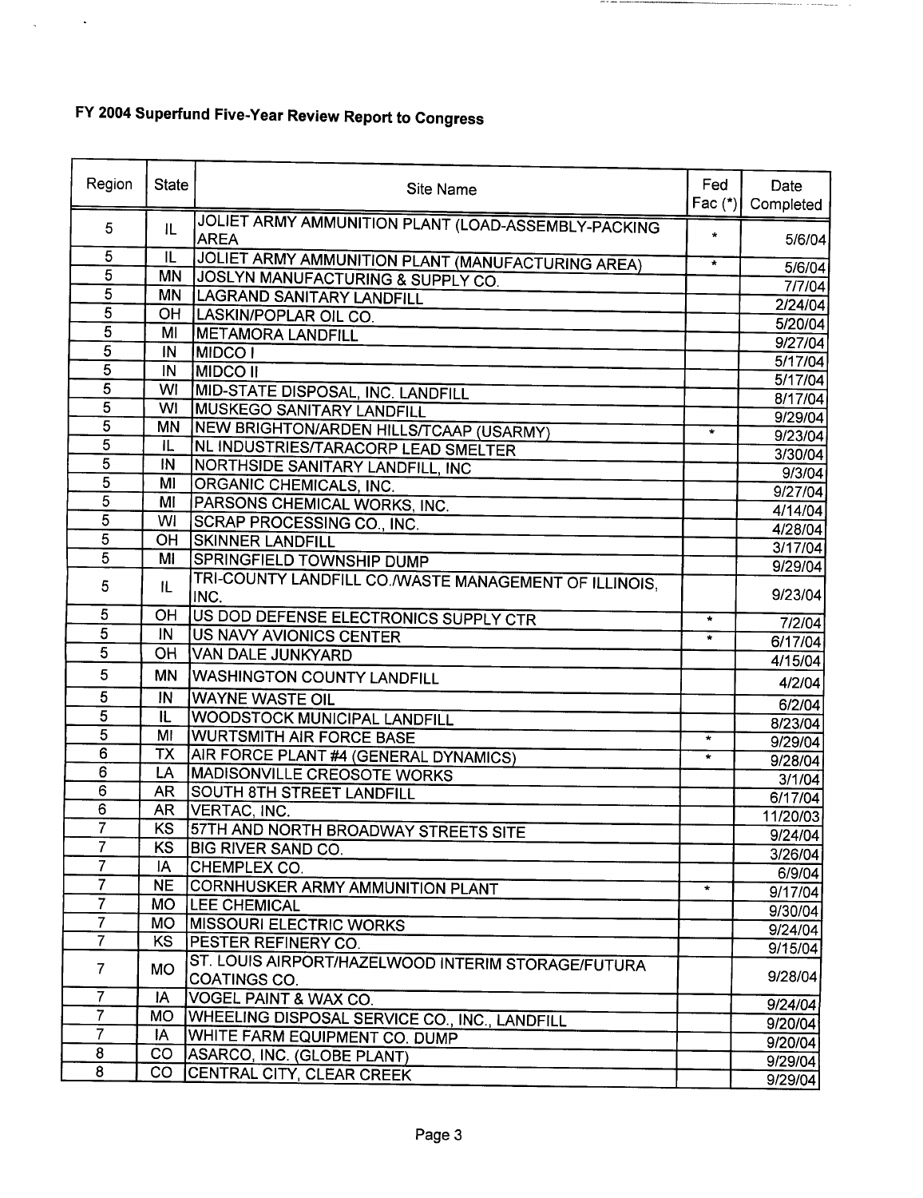# FY 2004 Superfund Five-Year Review Report to Congress

| Region | State | Site Name | Fed Fac (*) | Date Completed |
|---|---|---|---|---|
| 5 | IL | JOLIET ARMY AMMUNITION PLANT (LOAD-ASSEMBLY-PACKING AREA | * | 5/6/04 |
| 5 | IL | JOLIET ARMY AMMUNITION PLANT (MANUFACTURING AREA) | * | 5/6/04 |
| 5 | MN | JOSLYN MANUFACTURING & SUPPLY CO. | | 7/7/04 |
| 5 | MN | LAGRAND SANITARY LANDFILL | | 2/24/04 |
| 5 | OH | LASKIN/POPLAR OIL CO. | | 5/20/04 |
| 5 | MI | METAMORA LANDFILL | | 9/27/04 |
| 5 | IN | MIDCO I | | 5/17/04 |
| 5 | IN | MIDCO II | | 5/17/04 |
| 5 | WI | MID-STATE DISPOSAL, INC. LANDFILL | | 8/17/04 |
| 5 | WI | MUSKEGO SANITARY LANDFILL | | 9/29/04 |
| 5 | MN | NEW BRIGHTON/ARDEN HILLS/TCAAP (USARMY) | * | 9/23/04 |
| 5 | IL | NL INDUSTRIES/TARACORP LEAD SMELTER | | 3/30/04 |
| 5 | IN | NORTHSIDE SANITARY LANDFILL, INC | | 9/3/04 |
| 5 | MI | ORGANIC CHEMICALS, INC. | | 9/27/04 |
| 5 | MI | PARSONS CHEMICAL WORKS, INC. | | 4/14/04 |
| 5 | WI | SCRAP PROCESSING CO., INC. | | 4/28/04 |
| 5 | OH | SKINNER LANDFILL | | 3/17/04 |
| 5 | MI | SPRINGFIELD TOWNSHIP DUMP | | 9/29/04 |
| 5 | IL | TRI-COUNTY LANDFILL CO./WASTE MANAGEMENT OF ILLINOIS, INC. | | 9/23/04 |
| 5 | OH | US DOD DEFENSE ELECTRONICS SUPPLY CTR | * | 7/2/04 |
| 5 | IN | US NAVY AVIONICS CENTER | * | 6/17/04 |
| 5 | OH | VAN DALE JUNKYARD | | 4/15/04 |
| 5 | MN | WASHINGTON COUNTY LANDFILL | | 4/2/04 |
| 5 | IN | WAYNE WASTE OIL | | 6/2/04 |
| 5 | IL | WOODSTOCK MUNICIPAL LANDFILL | | 8/23/04 |
| 5 | MI | WURTSMITH AIR FORCE BASE | * | 9/29/04 |
| 6 | TX | AIR FORCE PLANT #4 (GENERAL DYNAMICS) | * | 9/28/04 |
| 6 | LA | MADISONVILLE CREOSOTE WORKS | | 3/1/04 |
| 6 | AR | SOUTH 8TH STREET LANDFILL | | 6/17/04 |
| 6 | AR | VERTAC, INC. | | 11/20/03 |
| 7 | KS | 57TH AND NORTH BROADWAY STREETS SITE | | 9/24/04 |
| 7 | KS | BIG RIVER SAND CO. | | 3/26/04 |
| 7 | IA | CHEMPLEX CO. | | 6/9/04 |
| 7 | NE | CORNHUSKER ARMY AMMUNITION PLANT | * | 9/17/04 |
| 7 | MO | LEE CHEMICAL | | 9/30/04 |
| 7 | MO | MISSOURI ELECTRIC WORKS | | 9/24/04 |
| 7 | KS | PESTER REFINERY CO. | | 9/15/04 |
| 7 | MO | ST. LOUIS AIRPORT/HAZELWOOD INTERIM STORAGE/FUTURA COATINGS CO. | | 9/28/04 |
| 7 | IA | VOGEL PAINT & WAX CO. | | 9/24/04 |
| 7 | MO | WHEELING DISPOSAL SERVICE CO., INC., LANDFILL | | 9/20/04 |
| 7 | IA | WHITE FARM EQUIPMENT CO. DUMP | | 9/20/04 |
| 8 | CO | ASARCO, INC. (GLOBE PLANT) | | 9/29/04 |
| 8 | CO | CENTRAL CITY, CLEAR CREEK | | 9/29/04 |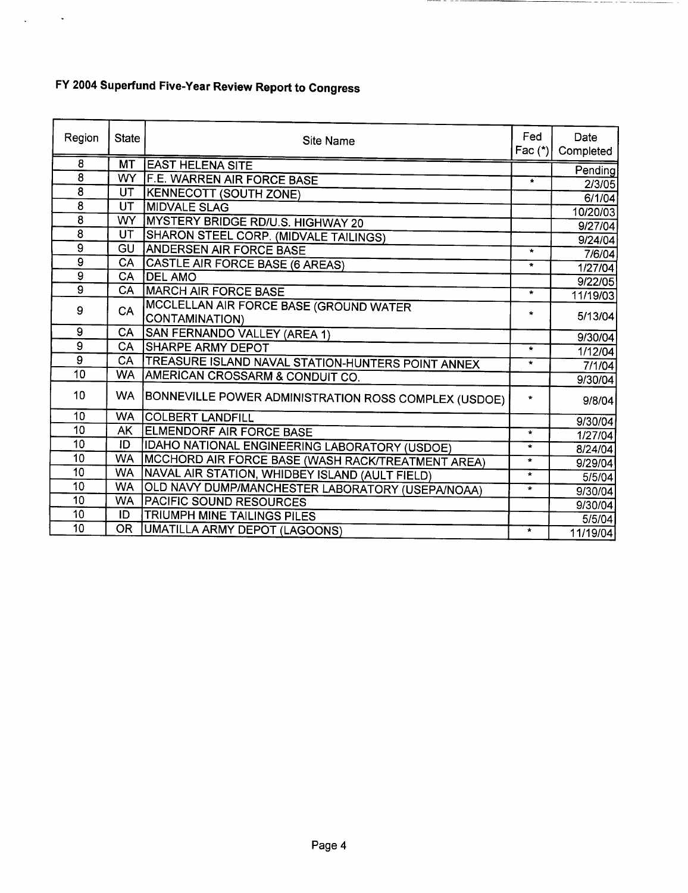## FY 2004 Superfund Five-Year Review Report to Congress

| Region | State | Site Name | Fed Fac (*) | Date Completed |
|---|---|---|---|---|
| 8 | MT | EAST HELENA SITE | | Pending |
| 8 | WY | F.E. WARREN AIR FORCE BASE | * | 2/3/05 |
| 8 | UT | KENNECOTT (SOUTH ZONE) | | 6/1/04 |
| 8 | UT | MIDVALE SLAG | | 10/20/03 |
| 8 | WY | MYSTERY BRIDGE RD/U.S. HIGHWAY 20 | | 9/27/04 |
| 8 | UT | SHARON STEEL CORP. (MIDVALE TAILINGS) | | 9/24/04 |
| 9 | GU | ANDERSEN AIR FORCE BASE | * | 7/6/04 |
| 9 | CA | CASTLE AIR FORCE BASE (6 AREAS) | * | 1/27/04 |
| 9 | CA | DEL AMO | | 9/22/05 |
| 9 | CA | MARCH AIR FORCE BASE | * | 11/19/03 |
| 9 | CA | MCCLELLAN AIR FORCE BASE (GROUND WATER CONTAMINATION) | * | 5/13/04 |
| 9 | CA | SAN FERNANDO VALLEY (AREA 1) | | 9/30/04 |
| 9 | CA | SHARPE ARMY DEPOT | * | 1/12/04 |
| 9 | CA | TREASURE ISLAND NAVAL STATION-HUNTERS POINT ANNEX | * | 7/1/04 |
| 10 | WA | AMERICAN CROSSARM & CONDUIT CO. | | 9/30/04 |
| 10 | WA | BONNEVILLE POWER ADMINISTRATION ROSS COMPLEX (USDOE) | * | 9/8/04 |
| 10 | WA | COLBERT LANDFILL | | 9/30/04 |
| 10 | AK | ELMENDORF AIR FORCE BASE | * | 1/27/04 |
| 10 | ID | IDAHO NATIONAL ENGINEERING LABORATORY (USDOE) | * | 8/24/04 |
| 10 | WA | MCCHORD AIR FORCE BASE (WASH RACK/TREATMENT AREA) | * | 9/29/04 |
| 10 | WA | NAVAL AIR STATION, WHIDBEY ISLAND (AULT FIELD) | * | 5/5/04 |
| 10 | WA | OLD NAVY DUMP/MANCHESTER LABORATORY (USEPA/NOAA) | * | 9/30/04 |
| 10 | WA | PACIFIC SOUND RESOURCES | | 9/30/04 |
| 10 | ID | TRIUMPH MINE TAILINGS PILES | | 5/5/04 |
| 10 | OR | UMATILLA ARMY DEPOT (LAGOONS) | * | 11/19/04 |